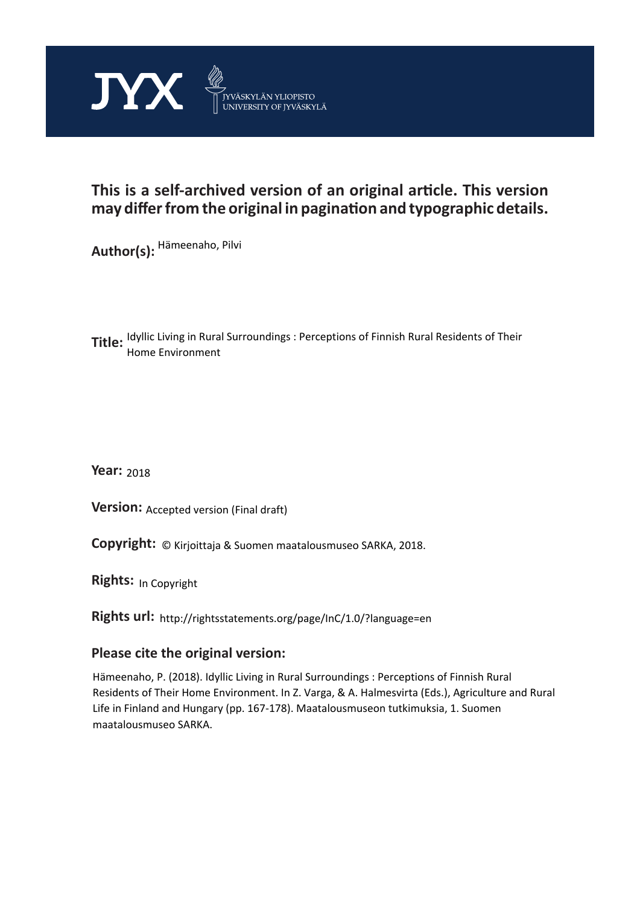JYX JYVÄSKYLÄN YLIOPISTO UNIVERSITY OF JYVÄSKYLÄ

**This is a self-archived version of an original article. This version may differ from the original in pagination and typographic details.**

**Author(s):** Hämeenaho, Pilvi

**Title:** Idyllic Living in Rural Surroundings : Perceptions of Finnish Rural Residents of Their Home Environment

**Year:** 2018

**Version:** Accepted version (Final draft)

**Copyright:** © Kirjoittaja & Suomen maatalousmuseo SARKA, 2018.

**Rights:** In Copyright

**Rights url:** http://rightsstatements.org/page/InC/1.0/?language=en

## Please cite the original version:

Hämeenaho, P. (2018). Idyllic Living in Rural Surroundings : Perceptions of Finnish Rural Residents of Their Home Environment. In Z. Varga, & A. Halmesvirta (Eds.), Agriculture and Rural Life in Finland and Hungary (pp. 167-178). Maatalousmuseon tutkimuksia, 1. Suomen maatalousmuseo SARKA.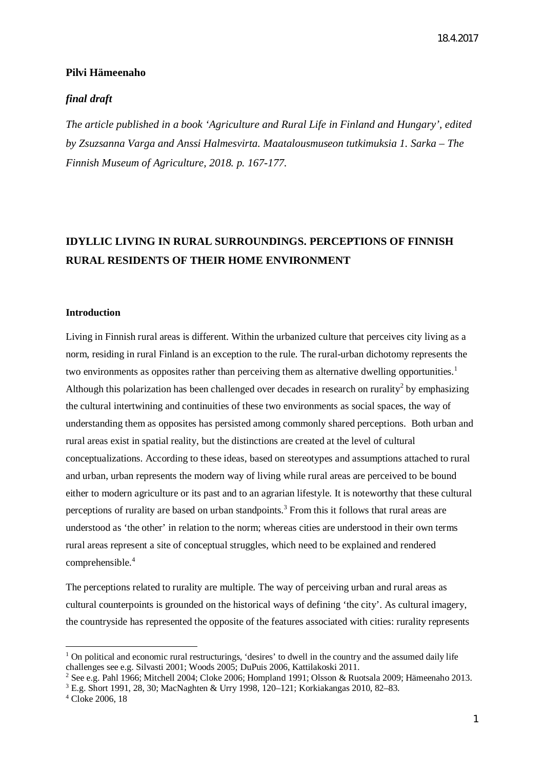**Pilvi Hämeenaho**

***final draft***

*The article published in a book 'Agriculture and Rural Life in Finland and Hungary', edited by Zsuzsanna Varga and Anssi Halmesvirta. Maatalousmuseon tutkimuksia 1. Sarka – The Finnish Museum of Agriculture, 2018. p. 167-177.*

# IDYLLIC LIVING IN RURAL SURROUNDINGS. PERCEPTIONS OF FINNISH RURAL RESIDENTS OF THEIR HOME ENVIRONMENT

## Introduction

Living in Finnish rural areas is different. Within the urbanized culture that perceives city living as a norm, residing in rural Finland is an exception to the rule. The rural-urban dichotomy represents the two environments as opposites rather than perceiving them as alternative dwelling opportunities.[1] Although this polarization has been challenged over decades in research on rurality[2] by emphasizing the cultural intertwining and continuities of these two environments as social spaces, the way of understanding them as opposites has persisted among commonly shared perceptions. Both urban and rural areas exist in spatial reality, but the distinctions are created at the level of cultural conceptualizations. According to these ideas, based on stereotypes and assumptions attached to rural and urban, urban represents the modern way of living while rural areas are perceived to be bound either to modern agriculture or its past and to an agrarian lifestyle. It is noteworthy that these cultural perceptions of rurality are based on urban standpoints.[3] From this it follows that rural areas are understood as 'the other' in relation to the norm; whereas cities are understood in their own terms rural areas represent a site of conceptual struggles, which need to be explained and rendered comprehensible.[4]

The perceptions related to rurality are multiple. The way of perceiving urban and rural areas as cultural counterpoints is grounded on the historical ways of defining 'the city'. As cultural imagery, the countryside has represented the opposite of the features associated with cities: rurality represents

---

[1] On political and economic rural restructurings, 'desires' to dwell in the country and the assumed daily life challenges see e.g. Silvasti 2001; Woods 2005; DuPuis 2006, Kattilakoski 2011.

[2] See e.g. Pahl 1966; Mitchell 2004; Cloke 2006; Hompland 1991; Olsson & Ruotsala 2009; Hämeenaho 2013.

[3] E.g. Short 1991, 28, 30; MacNaghten & Urry 1998, 120–121; Korkiakangas 2010, 82–83.

[4] Cloke 2006, 18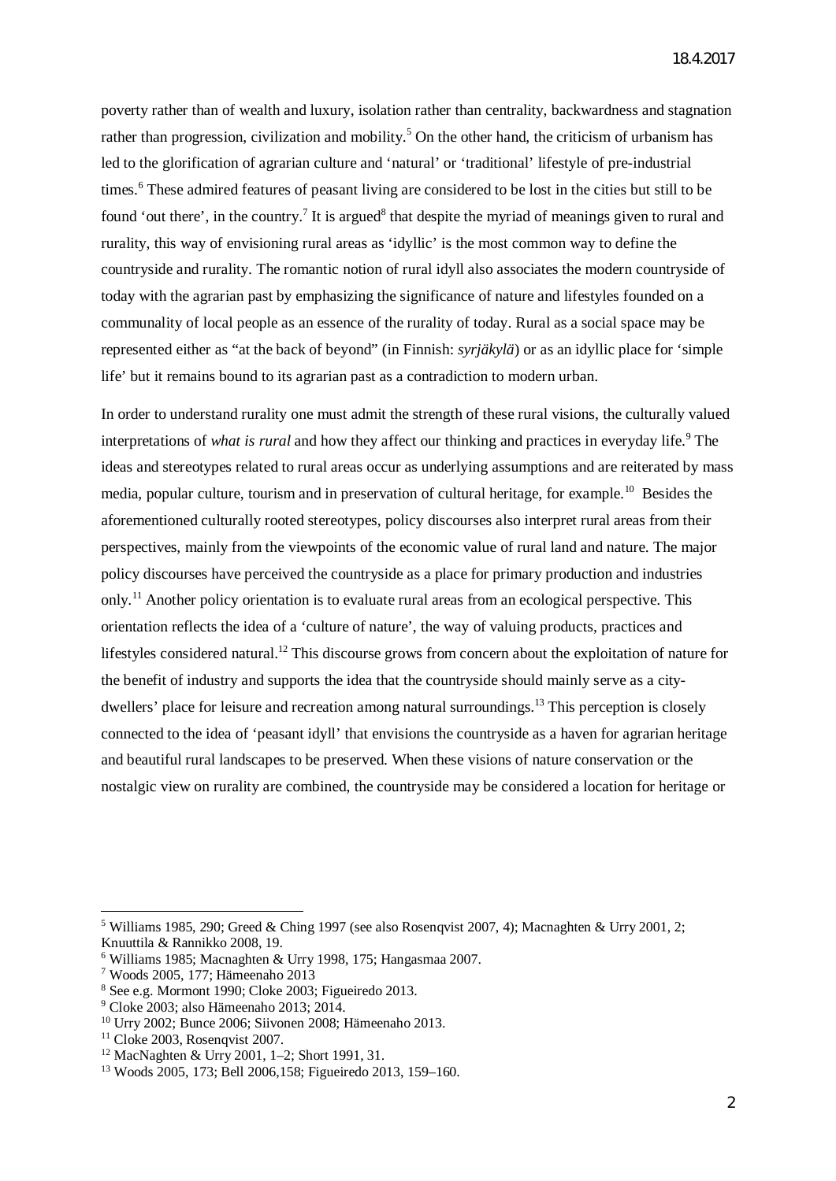poverty rather than of wealth and luxury, isolation rather than centrality, backwardness and stagnation rather than progression, civilization and mobility.[5] On the other hand, the criticism of urbanism has led to the glorification of agrarian culture and 'natural' or 'traditional' lifestyle of pre-industrial times.[6] These admired features of peasant living are considered to be lost in the cities but still to be found 'out there', in the country.[7] It is argued[8] that despite the myriad of meanings given to rural and rurality, this way of envisioning rural areas as 'idyllic' is the most common way to define the countryside and rurality. The romantic notion of rural idyll also associates the modern countryside of today with the agrarian past by emphasizing the significance of nature and lifestyles founded on a communality of local people as an essence of the rurality of today. Rural as a social space may be represented either as "at the back of beyond" (in Finnish: *syrjäkylä*) or as an idyllic place for 'simple life' but it remains bound to its agrarian past as a contradiction to modern urban.

In order to understand rurality one must admit the strength of these rural visions, the culturally valued interpretations of *what is rural* and how they affect our thinking and practices in everyday life.[9] The ideas and stereotypes related to rural areas occur as underlying assumptions and are reiterated by mass media, popular culture, tourism and in preservation of cultural heritage, for example.[10] Besides the aforementioned culturally rooted stereotypes, policy discourses also interpret rural areas from their perspectives, mainly from the viewpoints of the economic value of rural land and nature. The major policy discourses have perceived the countryside as a place for primary production and industries only.[11] Another policy orientation is to evaluate rural areas from an ecological perspective. This orientation reflects the idea of a 'culture of nature', the way of valuing products, practices and lifestyles considered natural.[12] This discourse grows from concern about the exploitation of nature for the benefit of industry and supports the idea that the countryside should mainly serve as a city-dwellers' place for leisure and recreation among natural surroundings.[13] This perception is closely connected to the idea of 'peasant idyll' that envisions the countryside as a haven for agrarian heritage and beautiful rural landscapes to be preserved. When these visions of nature conservation or the nostalgic view on rurality are combined, the countryside may be considered a location for heritage or

---

[5] Williams 1985, 290; Greed & Ching 1997 (see also Rosenqvist 2007, 4); Macnaghten & Urry 2001, 2; Knuuttila & Rannikko 2008, 19.

[6] Williams 1985; Macnaghten & Urry 1998, 175; Hangasmaa 2007.

[7] Woods 2005, 177; Hämeenaho 2013

[8] See e.g. Mormont 1990; Cloke 2003; Figueiredo 2013.

[9] Cloke 2003; also Hämeenaho 2013; 2014.

[10] Urry 2002; Bunce 2006; Siivonen 2008; Hämeenaho 2013.

[11] Cloke 2003, Rosenqvist 2007.

[12] MacNaghten & Urry 2001, 1–2; Short 1991, 31.

[13] Woods 2005, 173; Bell 2006,158; Figueiredo 2013, 159–160.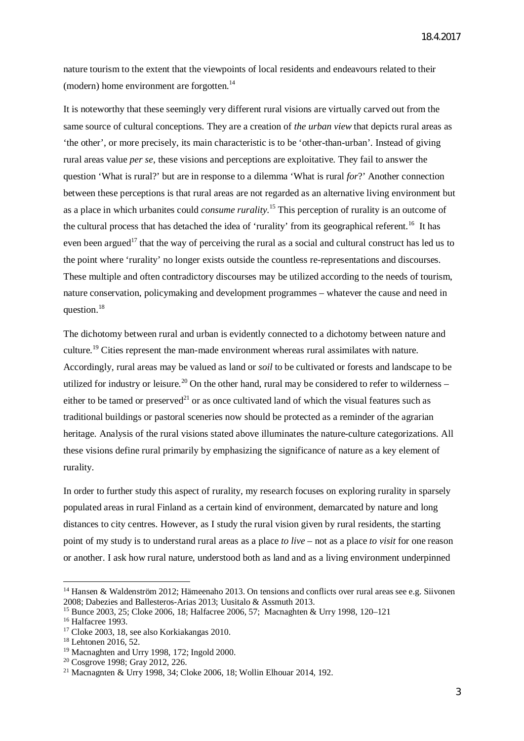nature tourism to the extent that the viewpoints of local residents and endeavours related to their (modern) home environment are forgotten.[14]

It is noteworthy that these seemingly very different rural visions are virtually carved out from the same source of cultural conceptions. They are a creation of *the urban view* that depicts rural areas as 'the other', or more precisely, its main characteristic is to be 'other-than-urban'. Instead of giving rural areas value *per se*, these visions and perceptions are exploitative. They fail to answer the question 'What is rural?' but are in response to a dilemma 'What is rural *for*?' Another connection between these perceptions is that rural areas are not regarded as an alternative living environment but as a place in which urbanites could *consume rurality*.[15] This perception of rurality is an outcome of the cultural process that has detached the idea of 'rurality' from its geographical referent.[16] It has even been argued[17] that the way of perceiving the rural as a social and cultural construct has led us to the point where 'rurality' no longer exists outside the countless re-representations and discourses. These multiple and often contradictory discourses may be utilized according to the needs of tourism, nature conservation, policymaking and development programmes – whatever the cause and need in question.[18]

The dichotomy between rural and urban is evidently connected to a dichotomy between nature and culture.[19] Cities represent the man-made environment whereas rural assimilates with nature. Accordingly, rural areas may be valued as land or *soil* to be cultivated or forests and landscape to be utilized for industry or leisure.[20] On the other hand, rural may be considered to refer to wilderness – either to be tamed or preserved[21] or as once cultivated land of which the visual features such as traditional buildings or pastoral sceneries now should be protected as a reminder of the agrarian heritage. Analysis of the rural visions stated above illuminates the nature-culture categorizations. All these visions define rural primarily by emphasizing the significance of nature as a key element of rurality.

In order to further study this aspect of rurality, my research focuses on exploring rurality in sparsely populated areas in rural Finland as a certain kind of environment, demarcated by nature and long distances to city centres. However, as I study the rural vision given by rural residents, the starting point of my study is to understand rural areas as a place *to live* – not as a place *to visit* for one reason or another. I ask how rural nature, understood both as land and as a living environment underpinned

---

[14] Hansen & Waldenström 2012; Hämeenaho 2013. On tensions and conflicts over rural areas see e.g. Siivonen 2008; Dabezies and Ballesteros-Arias 2013; Uusitalo & Assmuth 2013.

[15] Bunce 2003, 25; Cloke 2006, 18; Halfacree 2006, 57; Macnaghten & Urry 1998, 120–121

[16] Halfacree 1993.

[17] Cloke 2003, 18, see also Korkiakangas 2010.

[18] Lehtonen 2016, 52.

[19] Macnaghten and Urry 1998, 172; Ingold 2000.

[20] Cosgrove 1998; Gray 2012, 226.

[21] Macnagnten & Urry 1998, 34; Cloke 2006, 18; Wollin Elhouar 2014, 192.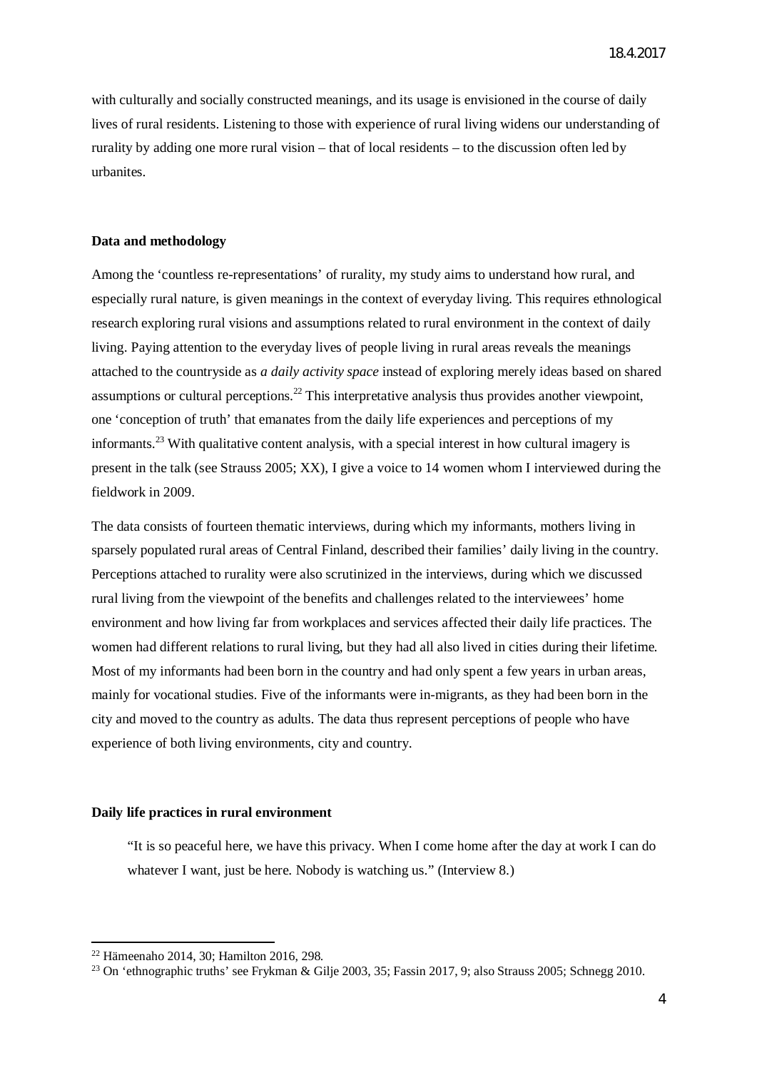with culturally and socially constructed meanings, and its usage is envisioned in the course of daily lives of rural residents. Listening to those with experience of rural living widens our understanding of rurality by adding one more rural vision – that of local residents – to the discussion often led by urbanites.

## Data and methodology

Among the 'countless re-representations' of rurality, my study aims to understand how rural, and especially rural nature, is given meanings in the context of everyday living. This requires ethnological research exploring rural visions and assumptions related to rural environment in the context of daily living. Paying attention to the everyday lives of people living in rural areas reveals the meanings attached to the countryside as *a daily activity space* instead of exploring merely ideas based on shared assumptions or cultural perceptions.[22] This interpretative analysis thus provides another viewpoint, one 'conception of truth' that emanates from the daily life experiences and perceptions of my informants.[23] With qualitative content analysis, with a special interest in how cultural imagery is present in the talk (see Strauss 2005; XX), I give a voice to 14 women whom I interviewed during the fieldwork in 2009.

The data consists of fourteen thematic interviews, during which my informants, mothers living in sparsely populated rural areas of Central Finland, described their families' daily living in the country. Perceptions attached to rurality were also scrutinized in the interviews, during which we discussed rural living from the viewpoint of the benefits and challenges related to the interviewees' home environment and how living far from workplaces and services affected their daily life practices. The women had different relations to rural living, but they had all also lived in cities during their lifetime. Most of my informants had been born in the country and had only spent a few years in urban areas, mainly for vocational studies. Five of the informants were in-migrants, as they had been born in the city and moved to the country as adults. The data thus represent perceptions of people who have experience of both living environments, city and country.

## Daily life practices in rural environment

> "It is so peaceful here, we have this privacy. When I come home after the day at work I can do whatever I want, just be here. Nobody is watching us." (Interview 8.)

[22] Hämeenaho 2014, 30; Hamilton 2016, 298.

[23] On 'ethnographic truths' see Frykman & Gilje 2003, 35; Fassin 2017, 9; also Strauss 2005; Schnegg 2010.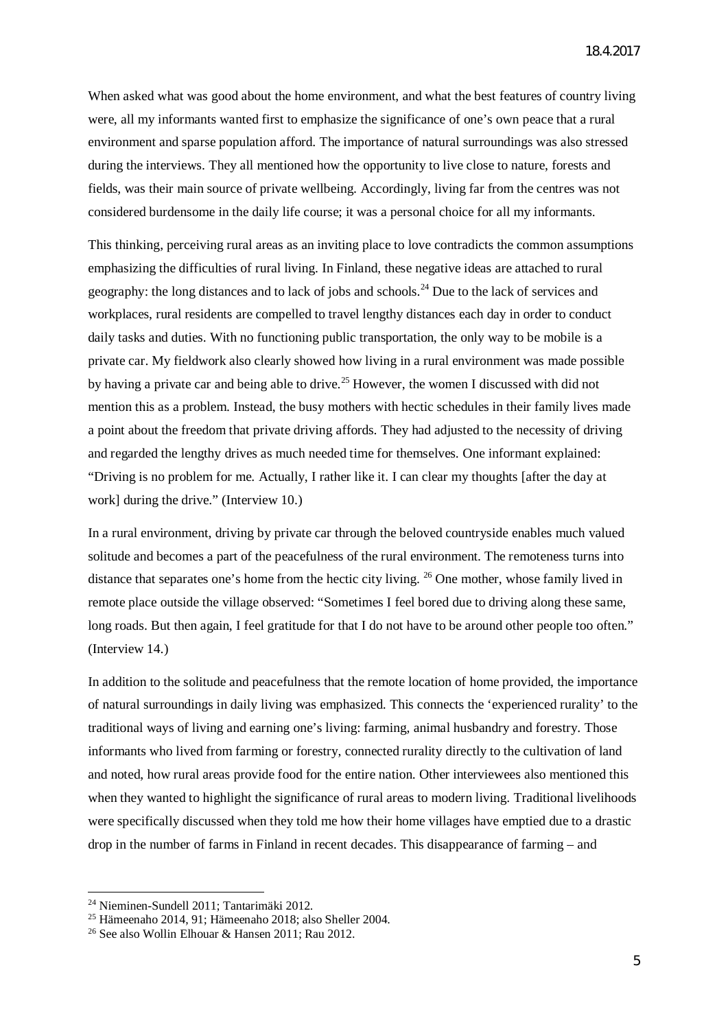When asked what was good about the home environment, and what the best features of country living were, all my informants wanted first to emphasize the significance of one's own peace that a rural environment and sparse population afford. The importance of natural surroundings was also stressed during the interviews. They all mentioned how the opportunity to live close to nature, forests and fields, was their main source of private wellbeing. Accordingly, living far from the centres was not considered burdensome in the daily life course; it was a personal choice for all my informants.

This thinking, perceiving rural areas as an inviting place to love contradicts the common assumptions emphasizing the difficulties of rural living. In Finland, these negative ideas are attached to rural geography: the long distances and to lack of jobs and schools.[24] Due to the lack of services and workplaces, rural residents are compelled to travel lengthy distances each day in order to conduct daily tasks and duties. With no functioning public transportation, the only way to be mobile is a private car. My fieldwork also clearly showed how living in a rural environment was made possible by having a private car and being able to drive.[25] However, the women I discussed with did not mention this as a problem. Instead, the busy mothers with hectic schedules in their family lives made a point about the freedom that private driving affords. They had adjusted to the necessity of driving and regarded the lengthy drives as much needed time for themselves. One informant explained: "Driving is no problem for me. Actually, I rather like it. I can clear my thoughts [after the day at work] during the drive." (Interview 10.)

In a rural environment, driving by private car through the beloved countryside enables much valued solitude and becomes a part of the peacefulness of the rural environment. The remoteness turns into distance that separates one's home from the hectic city living. [26] One mother, whose family lived in remote place outside the village observed: "Sometimes I feel bored due to driving along these same, long roads. But then again, I feel gratitude for that I do not have to be around other people too often." (Interview 14.)

In addition to the solitude and peacefulness that the remote location of home provided, the importance of natural surroundings in daily living was emphasized. This connects the 'experienced rurality' to the traditional ways of living and earning one's living: farming, animal husbandry and forestry. Those informants who lived from farming or forestry, connected rurality directly to the cultivation of land and noted, how rural areas provide food for the entire nation. Other interviewees also mentioned this when they wanted to highlight the significance of rural areas to modern living. Traditional livelihoods were specifically discussed when they told me how their home villages have emptied due to a drastic drop in the number of farms in Finland in recent decades. This disappearance of farming – and

---

[24] Nieminen-Sundell 2011; Tantarimäki 2012.

[25] Hämeenaho 2014, 91; Hämeenaho 2018; also Sheller 2004.

[26] See also Wollin Elhouar & Hansen 2011; Rau 2012.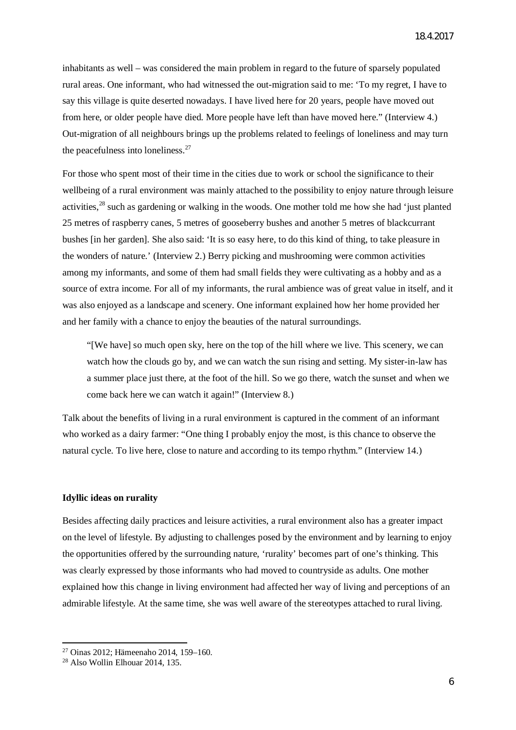inhabitants as well – was considered the main problem in regard to the future of sparsely populated rural areas. One informant, who had witnessed the out-migration said to me: 'To my regret, I have to say this village is quite deserted nowadays. I have lived here for 20 years, people have moved out from here, or older people have died. More people have left than have moved here." (Interview 4.) Out-migration of all neighbours brings up the problems related to feelings of loneliness and may turn the peacefulness into loneliness.[27]

For those who spent most of their time in the cities due to work or school the significance to their wellbeing of a rural environment was mainly attached to the possibility to enjoy nature through leisure activities,[28] such as gardening or walking in the woods. One mother told me how she had 'just planted 25 metres of raspberry canes, 5 metres of gooseberry bushes and another 5 metres of blackcurrant bushes [in her garden]. She also said: 'It is so easy here, to do this kind of thing, to take pleasure in the wonders of nature.' (Interview 2.) Berry picking and mushrooming were common activities among my informants, and some of them had small fields they were cultivating as a hobby and as a source of extra income. For all of my informants, the rural ambience was of great value in itself, and it was also enjoyed as a landscape and scenery. One informant explained how her home provided her and her family with a chance to enjoy the beauties of the natural surroundings.

> "[We have] so much open sky, here on the top of the hill where we live. This scenery, we can watch how the clouds go by, and we can watch the sun rising and setting. My sister-in-law has a summer place just there, at the foot of the hill. So we go there, watch the sunset and when we come back here we can watch it again!" (Interview 8.)

Talk about the benefits of living in a rural environment is captured in the comment of an informant who worked as a dairy farmer: "One thing I probably enjoy the most, is this chance to observe the natural cycle. To live here, close to nature and according to its tempo rhythm." (Interview 14.)

**Idyllic ideas on rurality**

Besides affecting daily practices and leisure activities, a rural environment also has a greater impact on the level of lifestyle. By adjusting to challenges posed by the environment and by learning to enjoy the opportunities offered by the surrounding nature, 'rurality' becomes part of one's thinking. This was clearly expressed by those informants who had moved to countryside as adults. One mother explained how this change in living environment had affected her way of living and perceptions of an admirable lifestyle. At the same time, she was well aware of the stereotypes attached to rural living.

[27] Oinas 2012; Hämeenaho 2014, 159–160.
[28] Also Wollin Elhouar 2014, 135.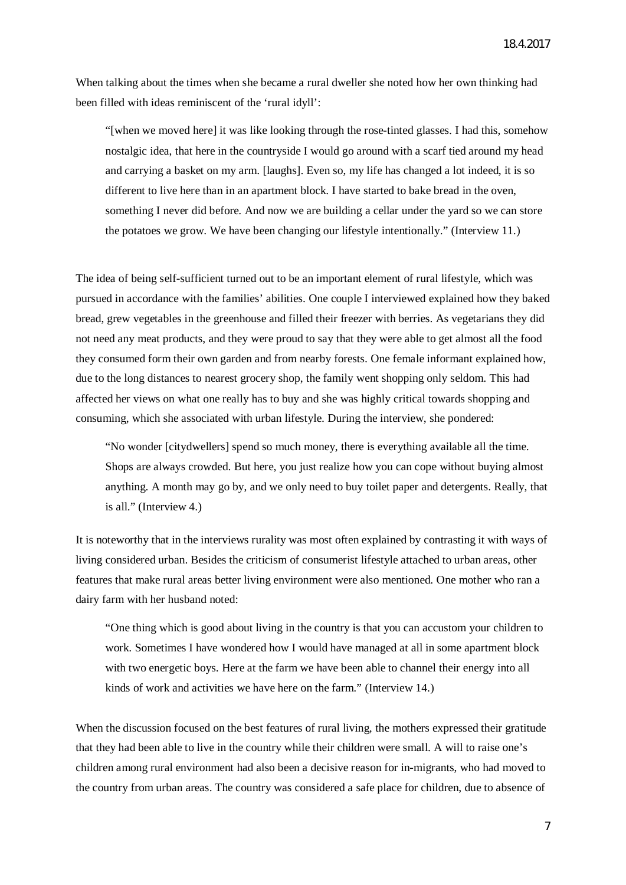When talking about the times when she became a rural dweller she noted how her own thinking had been filled with ideas reminiscent of the 'rural idyll':

> "[when we moved here] it was like looking through the rose-tinted glasses. I had this, somehow nostalgic idea, that here in the countryside I would go around with a scarf tied around my head and carrying a basket on my arm. [laughs]. Even so, my life has changed a lot indeed, it is so different to live here than in an apartment block. I have started to bake bread in the oven, something I never did before. And now we are building a cellar under the yard so we can store the potatoes we grow. We have been changing our lifestyle intentionally." (Interview 11.)

The idea of being self-sufficient turned out to be an important element of rural lifestyle, which was pursued in accordance with the families' abilities. One couple I interviewed explained how they baked bread, grew vegetables in the greenhouse and filled their freezer with berries. As vegetarians they did not need any meat products, and they were proud to say that they were able to get almost all the food they consumed form their own garden and from nearby forests. One female informant explained how, due to the long distances to nearest grocery shop, the family went shopping only seldom. This had affected her views on what one really has to buy and she was highly critical towards shopping and consuming, which she associated with urban lifestyle. During the interview, she pondered:

> "No wonder [citydwellers] spend so much money, there is everything available all the time. Shops are always crowded. But here, you just realize how you can cope without buying almost anything. A month may go by, and we only need to buy toilet paper and detergents. Really, that is all." (Interview 4.)

It is noteworthy that in the interviews rurality was most often explained by contrasting it with ways of living considered urban. Besides the criticism of consumerist lifestyle attached to urban areas, other features that make rural areas better living environment were also mentioned. One mother who ran a dairy farm with her husband noted:

> "One thing which is good about living in the country is that you can accustom your children to work. Sometimes I have wondered how I would have managed at all in some apartment block with two energetic boys. Here at the farm we have been able to channel their energy into all kinds of work and activities we have here on the farm." (Interview 14.)

When the discussion focused on the best features of rural living, the mothers expressed their gratitude that they had been able to live in the country while their children were small. A will to raise one's children among rural environment had also been a decisive reason for in-migrants, who had moved to the country from urban areas. The country was considered a safe place for children, due to absence of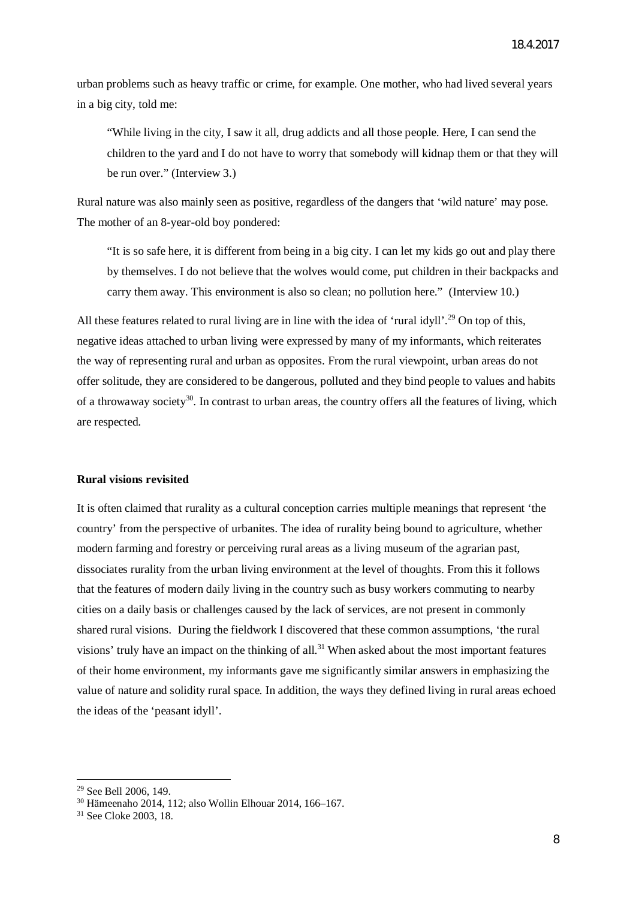urban problems such as heavy traffic or crime, for example. One mother, who had lived several years in a big city, told me:

> "While living in the city, I saw it all, drug addicts and all those people. Here, I can send the children to the yard and I do not have to worry that somebody will kidnap them or that they will be run over." (Interview 3.)

Rural nature was also mainly seen as positive, regardless of the dangers that 'wild nature' may pose. The mother of an 8-year-old boy pondered:

> "It is so safe here, it is different from being in a big city. I can let my kids go out and play there by themselves. I do not believe that the wolves would come, put children in their backpacks and carry them away. This environment is also so clean; no pollution here." (Interview 10.)

All these features related to rural living are in line with the idea of 'rural idyll'.[29] On top of this, negative ideas attached to urban living were expressed by many of my informants, which reiterates the way of representing rural and urban as opposites. From the rural viewpoint, urban areas do not offer solitude, they are considered to be dangerous, polluted and they bind people to values and habits of a throwaway society[30]. In contrast to urban areas, the country offers all the features of living, which are respected.

**Rural visions revisited**

It is often claimed that rurality as a cultural conception carries multiple meanings that represent 'the country' from the perspective of urbanites. The idea of rurality being bound to agriculture, whether modern farming and forestry or perceiving rural areas as a living museum of the agrarian past, dissociates rurality from the urban living environment at the level of thoughts. From this it follows that the features of modern daily living in the country such as busy workers commuting to nearby cities on a daily basis or challenges caused by the lack of services, are not present in commonly shared rural visions. During the fieldwork I discovered that these common assumptions, 'the rural visions' truly have an impact on the thinking of all.[31] When asked about the most important features of their home environment, my informants gave me significantly similar answers in emphasizing the value of nature and solidity rural space. In addition, the ways they defined living in rural areas echoed the ideas of the 'peasant idyll'.

---

[29] See Bell 2006, 149.

[30] Hämeenaho 2014, 112; also Wollin Elhouar 2014, 166–167.

[31] See Cloke 2003, 18.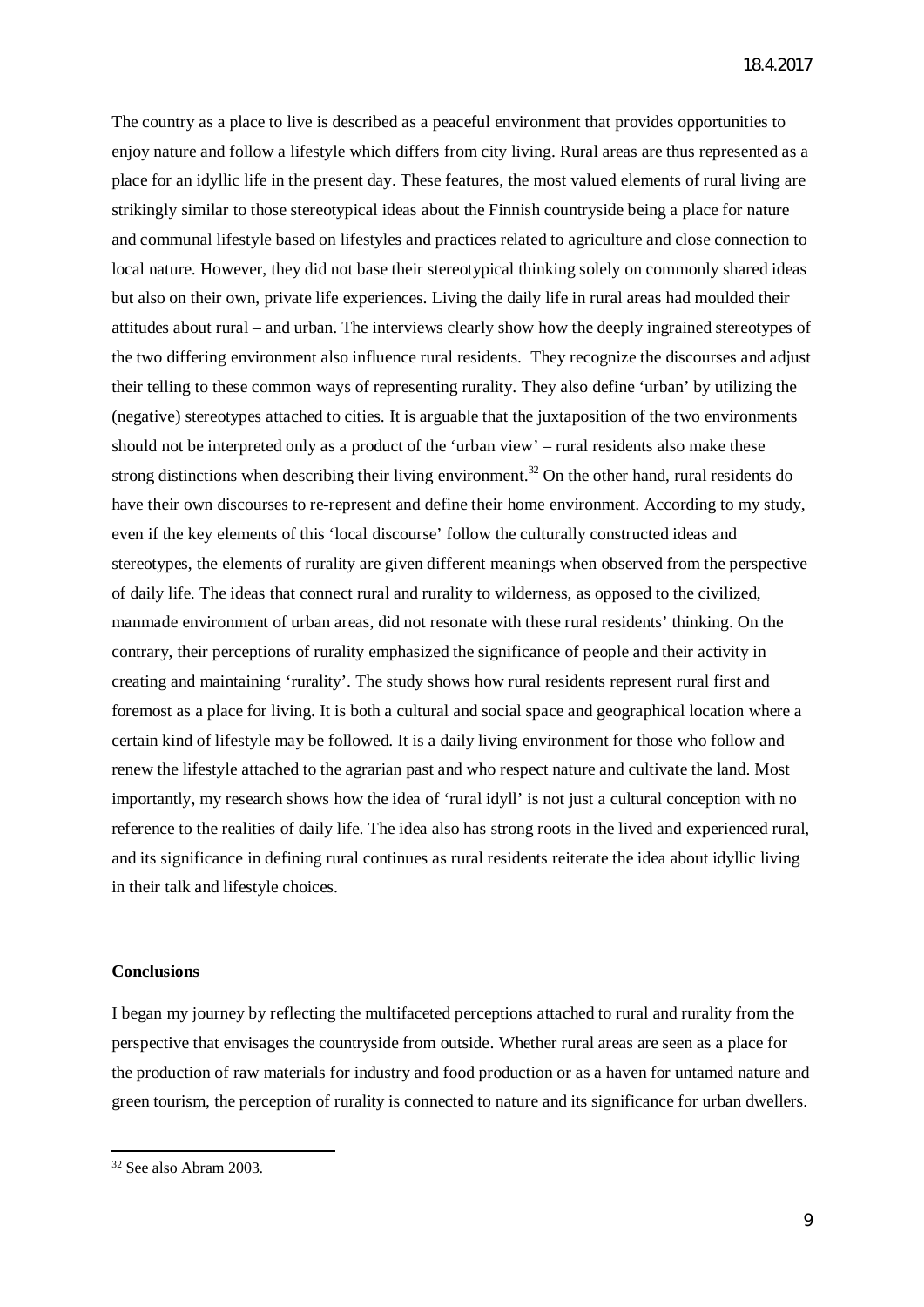The country as a place to live is described as a peaceful environment that provides opportunities to enjoy nature and follow a lifestyle which differs from city living. Rural areas are thus represented as a place for an idyllic life in the present day. These features, the most valued elements of rural living are strikingly similar to those stereotypical ideas about the Finnish countryside being a place for nature and communal lifestyle based on lifestyles and practices related to agriculture and close connection to local nature. However, they did not base their stereotypical thinking solely on commonly shared ideas but also on their own, private life experiences. Living the daily life in rural areas had moulded their attitudes about rural – and urban. The interviews clearly show how the deeply ingrained stereotypes of the two differing environment also influence rural residents. They recognize the discourses and adjust their telling to these common ways of representing rurality. They also define 'urban' by utilizing the (negative) stereotypes attached to cities. It is arguable that the juxtaposition of the two environments should not be interpreted only as a product of the 'urban view' – rural residents also make these strong distinctions when describing their living environment.[32] On the other hand, rural residents do have their own discourses to re-represent and define their home environment. According to my study, even if the key elements of this 'local discourse' follow the culturally constructed ideas and stereotypes, the elements of rurality are given different meanings when observed from the perspective of daily life. The ideas that connect rural and rurality to wilderness, as opposed to the civilized, manmade environment of urban areas, did not resonate with these rural residents' thinking. On the contrary, their perceptions of rurality emphasized the significance of people and their activity in creating and maintaining 'rurality'. The study shows how rural residents represent rural first and foremost as a place for living. It is both a cultural and social space and geographical location where a certain kind of lifestyle may be followed. It is a daily living environment for those who follow and renew the lifestyle attached to the agrarian past and who respect nature and cultivate the land. Most importantly, my research shows how the idea of 'rural idyll' is not just a cultural conception with no reference to the realities of daily life. The idea also has strong roots in the lived and experienced rural, and its significance in defining rural continues as rural residents reiterate the idea about idyllic living in their talk and lifestyle choices.

## Conclusions

I began my journey by reflecting the multifaceted perceptions attached to rural and rurality from the perspective that envisages the countryside from outside. Whether rural areas are seen as a place for the production of raw materials for industry and food production or as a haven for untamed nature and green tourism, the perception of rurality is connected to nature and its significance for urban dwellers.

[32] See also Abram 2003.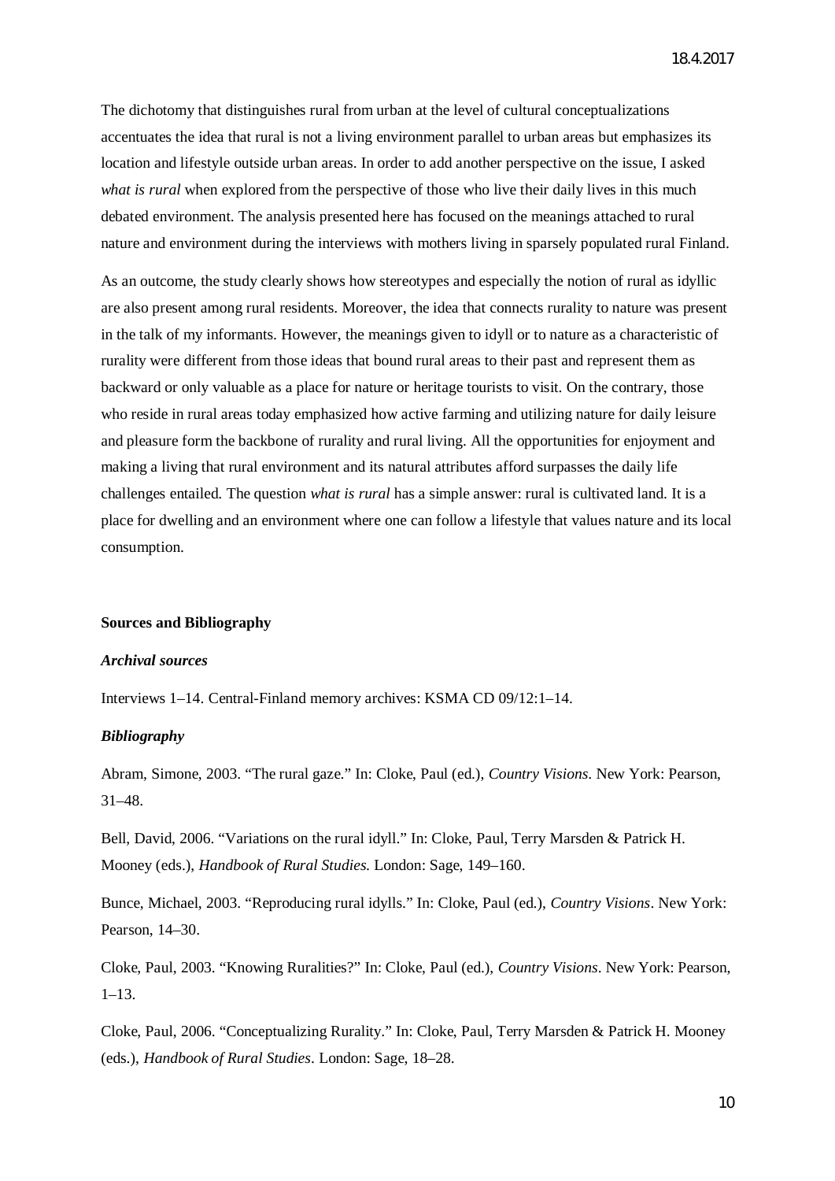The dichotomy that distinguishes rural from urban at the level of cultural conceptualizations accentuates the idea that rural is not a living environment parallel to urban areas but emphasizes its location and lifestyle outside urban areas. In order to add another perspective on the issue, I asked *what is rural* when explored from the perspective of those who live their daily lives in this much debated environment. The analysis presented here has focused on the meanings attached to rural nature and environment during the interviews with mothers living in sparsely populated rural Finland.

As an outcome, the study clearly shows how stereotypes and especially the notion of rural as idyllic are also present among rural residents. Moreover, the idea that connects rurality to nature was present in the talk of my informants. However, the meanings given to idyll or to nature as a characteristic of rurality were different from those ideas that bound rural areas to their past and represent them as backward or only valuable as a place for nature or heritage tourists to visit. On the contrary, those who reside in rural areas today emphasized how active farming and utilizing nature for daily leisure and pleasure form the backbone of rurality and rural living. All the opportunities for enjoyment and making a living that rural environment and its natural attributes afford surpasses the daily life challenges entailed. The question *what is rural* has a simple answer: rural is cultivated land. It is a place for dwelling and an environment where one can follow a lifestyle that values nature and its local consumption.

**Sources and Bibliography**

***Archival sources***

Interviews 1–14. Central-Finland memory archives: KSMA CD 09/12:1–14.

***Bibliography***

Abram, Simone, 2003. "The rural gaze." In: Cloke, Paul (ed.), *Country Visions*. New York: Pearson, 31–48.

Bell, David, 2006. "Variations on the rural idyll." In: Cloke, Paul, Terry Marsden & Patrick H. Mooney (eds.), *Handbook of Rural Studies.* London: Sage, 149–160.

Bunce, Michael, 2003. "Reproducing rural idylls." In: Cloke, Paul (ed.), *Country Visions*. New York: Pearson, 14–30.

Cloke, Paul, 2003. "Knowing Ruralities?" In: Cloke, Paul (ed.), *Country Visions*. New York: Pearson, 1–13.

Cloke, Paul, 2006. "Conceptualizing Rurality." In: Cloke, Paul, Terry Marsden & Patrick H. Mooney (eds.), *Handbook of Rural Studies*. London: Sage, 18–28.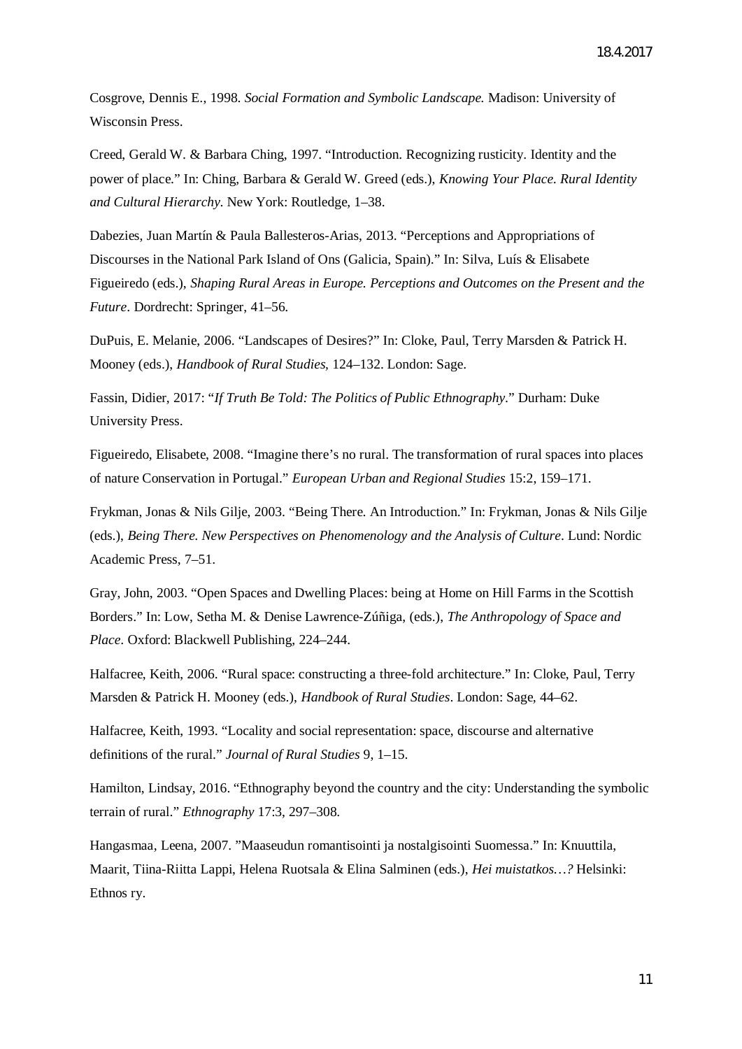Cosgrove, Dennis E., 1998. *Social Formation and Symbolic Landscape.* Madison: University of Wisconsin Press.

Creed, Gerald W. & Barbara Ching, 1997. "Introduction. Recognizing rusticity. Identity and the power of place." In: Ching, Barbara & Gerald W. Greed (eds.), *Knowing Your Place. Rural Identity and Cultural Hierarchy*. New York: Routledge, 1–38.

Dabezies, Juan Martín & Paula Ballesteros-Arias, 2013. "Perceptions and Appropriations of Discourses in the National Park Island of Ons (Galicia, Spain)." In: Silva, Luís & Elisabete Figueiredo (eds.), *Shaping Rural Areas in Europe. Perceptions and Outcomes on the Present and the Future*. Dordrecht: Springer, 41–56.

DuPuis, E. Melanie, 2006. "Landscapes of Desires?" In: Cloke, Paul, Terry Marsden & Patrick H. Mooney (eds.), *Handbook of Rural Studies*, 124–132. London: Sage.

Fassin, Didier, 2017: "*If Truth Be Told: The Politics of Public Ethnography*." Durham: Duke University Press.

Figueiredo, Elisabete, 2008. "Imagine there's no rural. The transformation of rural spaces into places of nature Conservation in Portugal." *European Urban and Regional Studies* 15:2, 159–171.

Frykman, Jonas & Nils Gilje, 2003. "Being There. An Introduction." In: Frykman, Jonas & Nils Gilje (eds.), *Being There. New Perspectives on Phenomenology and the Analysis of Culture*. Lund: Nordic Academic Press, 7–51.

Gray, John, 2003. "Open Spaces and Dwelling Places: being at Home on Hill Farms in the Scottish Borders." In: Low, Setha M. & Denise Lawrence-Zúñiga, (eds.), *The Anthropology of Space and Place*. Oxford: Blackwell Publishing, 224–244.

Halfacree, Keith, 2006. "Rural space: constructing a three-fold architecture." In: Cloke, Paul, Terry Marsden & Patrick H. Mooney (eds.), *Handbook of Rural Studies*. London: Sage, 44–62.

Halfacree, Keith, 1993. "Locality and social representation: space, discourse and alternative definitions of the rural." *Journal of Rural Studies* 9, 1–15.

Hamilton, Lindsay, 2016. "Ethnography beyond the country and the city: Understanding the symbolic terrain of rural." *Ethnography* 17:3, 297–308.

Hangasmaa, Leena, 2007. "Maaseudun romantisointi ja nostalgisointi Suomessa." In: Knuuttila, Maarit, Tiina-Riitta Lappi, Helena Ruotsala & Elina Salminen (eds.), *Hei muistatkos…?* Helsinki: Ethnos ry.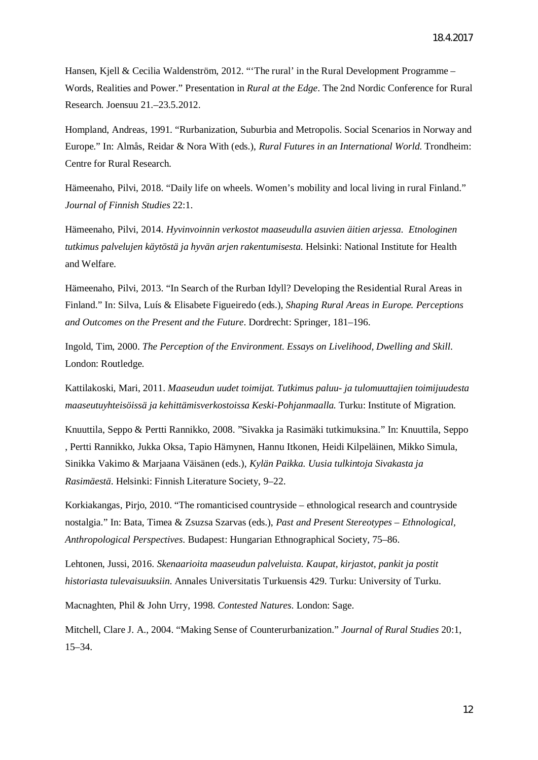Hansen, Kjell & Cecilia Waldenström, 2012. "'The rural' in the Rural Development Programme – Words, Realities and Power." Presentation in *Rural at the Edge*. The 2nd Nordic Conference for Rural Research. Joensuu 21.–23.5.2012.

Hompland, Andreas, 1991. "Rurbanization, Suburbia and Metropolis. Social Scenarios in Norway and Europe." In: Almås, Reidar & Nora With (eds.), *Rural Futures in an International World*. Trondheim: Centre for Rural Research.

Hämeenaho, Pilvi, 2018. "Daily life on wheels. Women's mobility and local living in rural Finland." *Journal of Finnish Studies* 22:1.

Hämeenaho, Pilvi, 2014. *Hyvinvoinnin verkostot maaseudulla asuvien äitien arjessa. Etnologinen tutkimus palvelujen käytöstä ja hyvän arjen rakentumisesta.* Helsinki: National Institute for Health and Welfare.

Hämeenaho, Pilvi, 2013. "In Search of the Rurban Idyll? Developing the Residential Rural Areas in Finland." In: Silva, Luís & Elisabete Figueiredo (eds.), *Shaping Rural Areas in Europe. Perceptions and Outcomes on the Present and the Future*. Dordrecht: Springer, 181–196.

Ingold, Tim, 2000. *The Perception of the Environment. Essays on Livelihood, Dwelling and Skill*. London: Routledge.

Kattilakoski, Mari, 2011. *Maaseudun uudet toimijat. Tutkimus paluu- ja tulomuuttajien toimijuudesta maaseutuyhteisöissä ja kehittämisverkostoissa Keski-Pohjanmaalla.* Turku: Institute of Migration.

Knuuttila, Seppo & Pertti Rannikko, 2008. "Sivakka ja Rasimäki tutkimuksina." In: Knuuttila, Seppo , Pertti Rannikko, Jukka Oksa, Tapio Hämynen, Hannu Itkonen, Heidi Kilpeläinen, Mikko Simula, Sinikka Vakimo & Marjaana Väisänen (eds.), *Kylän Paikka. Uusia tulkintoja Sivakasta ja Rasimäestä*. Helsinki: Finnish Literature Society, 9–22.

Korkiakangas, Pirjo, 2010. "The romanticised countryside – ethnological research and countryside nostalgia." In: Bata, Timea & Zsuzsa Szarvas (eds.), *Past and Present Stereotypes – Ethnological, Anthropological Perspectives*. Budapest: Hungarian Ethnographical Society, 75–86.

Lehtonen, Jussi, 2016. *Skenaarioita maaseudun palveluista. Kaupat, kirjastot, pankit ja postit historiasta tulevaisuuksiin*. Annales Universitatis Turkuensis 429. Turku: University of Turku.

Macnaghten, Phil & John Urry, 1998. *Contested Natures*. London: Sage.

Mitchell, Clare J. A., 2004. "Making Sense of Counterurbanization." *Journal of Rural Studies* 20:1, 15–34.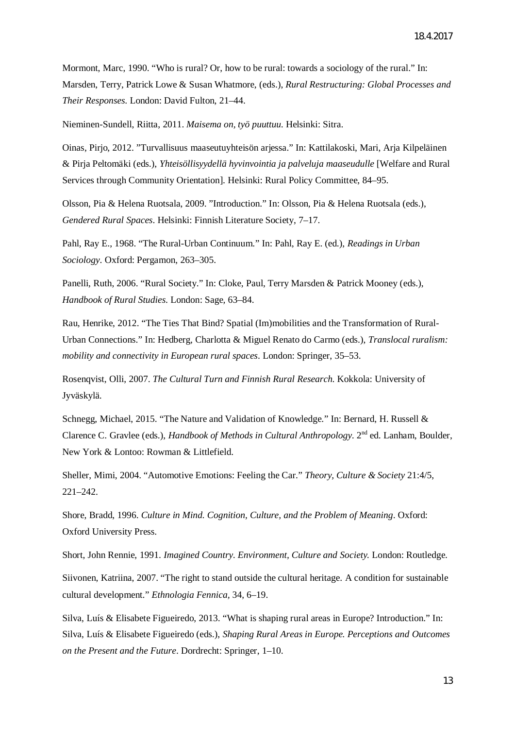Mormont, Marc, 1990. “Who is rural? Or, how to be rural: towards a sociology of the rural.” In: Marsden, Terry, Patrick Lowe & Susan Whatmore, (eds.), *Rural Restructuring: Global Processes and Their Responses.* London: David Fulton, 21–44.

Nieminen-Sundell, Riitta, 2011. *Maisema on, työ puuttuu.* Helsinki: Sitra.

Oinas, Pirjo, 2012. ”Turvallisuus maaseutuyhteisön arjessa.” In: Kattilakoski, Mari, Arja Kilpeläinen & Pirja Peltomäki (eds.), *Yhteisöllisyydellä hyvinvointia ja palveluja maaseudulle* [Welfare and Rural Services through Community Orientation]. Helsinki: Rural Policy Committee, 84–95.

Olsson, Pia & Helena Ruotsala, 2009. ”Introduction.” In: Olsson, Pia & Helena Ruotsala (eds.), *Gendered Rural Spaces*. Helsinki: Finnish Literature Society, 7–17.

Pahl, Ray E., 1968. “The Rural-Urban Continuum.” In: Pahl, Ray E. (ed.), *Readings in Urban Sociology.* Oxford: Pergamon, 263–305.

Panelli, Ruth, 2006. “Rural Society.” In: Cloke, Paul, Terry Marsden & Patrick Mooney (eds.), *Handbook of Rural Studies.* London: Sage, 63–84.

Rau, Henrike, 2012. “The Ties That Bind? Spatial (Im)mobilities and the Transformation of Rural-Urban Connections.” In: Hedberg, Charlotta & Miguel Renato do Carmo (eds.), *Translocal ruralism: mobility and connectivity in European rural spaces*. London: Springer, 35–53.

Rosenqvist, Olli, 2007. *The Cultural Turn and Finnish Rural Research.* Kokkola: University of Jyväskylä.

Schnegg, Michael, 2015. “The Nature and Validation of Knowledge.” In: Bernard, H. Russell & Clarence C. Gravlee (eds.), *Handbook of Methods in Cultural Anthropology*. 2nd ed. Lanham, Boulder, New York & Lontoo: Rowman & Littlefield.

Sheller, Mimi, 2004. “Automotive Emotions: Feeling the Car.” *Theory, Culture & Society* 21:4/5, 221–242.

Shore, Bradd, 1996. *Culture in Mind. Cognition, Culture, and the Problem of Meaning*. Oxford: Oxford University Press.

Short, John Rennie, 1991. *Imagined Country. Environment, Culture and Society.* London: Routledge.

Siivonen, Katriina, 2007. “The right to stand outside the cultural heritage. A condition for sustainable cultural development.” *Ethnologia Fennica*, 34, 6–19.

Silva, Luís & Elisabete Figueiredo, 2013. “What is shaping rural areas in Europe? Introduction.” In: Silva, Luís & Elisabete Figueiredo (eds.), *Shaping Rural Areas in Europe. Perceptions and Outcomes on the Present and the Future*. Dordrecht: Springer, 1–10.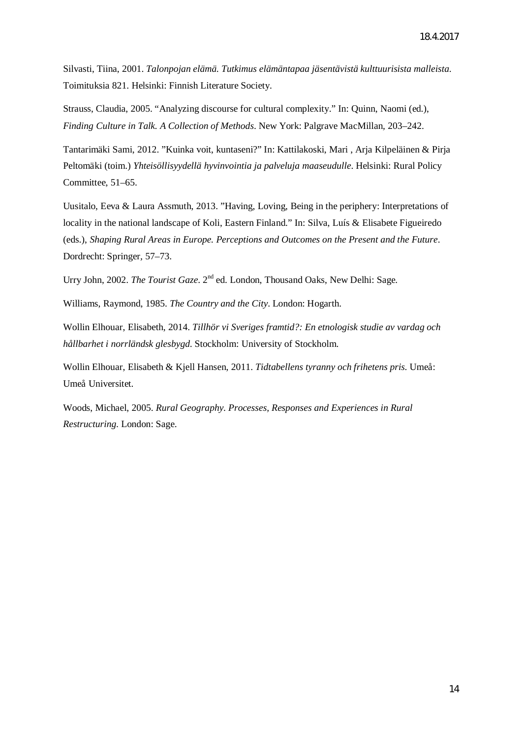Silvasti, Tiina, 2001. *Talonpojan elämä. Tutkimus elämäntapaa jäsentävistä kulttuurisista malleista*. Toimituksia 821. Helsinki: Finnish Literature Society.

Strauss, Claudia, 2005. "Analyzing discourse for cultural complexity." In: Quinn, Naomi (ed.), *Finding Culture in Talk. A Collection of Methods*. New York: Palgrave MacMillan, 203–242.

Tantarimäki Sami, 2012. "Kuinka voit, kuntaseni?" In: Kattilakoski, Mari , Arja Kilpeläinen & Pirja Peltomäki (toim.) *Yhteisöllisyydellä hyvinvointia ja palveluja maaseudulle*. Helsinki: Rural Policy Committee, 51–65.

Uusitalo, Eeva & Laura Assmuth, 2013. "Having, Loving, Being in the periphery: Interpretations of locality in the national landscape of Koli, Eastern Finland." In: Silva, Luís & Elisabete Figueiredo (eds.), *Shaping Rural Areas in Europe. Perceptions and Outcomes on the Present and the Future*. Dordrecht: Springer, 57–73.

Urry John, 2002. *The Tourist Gaze*. 2nd ed. London, Thousand Oaks, New Delhi: Sage.

Williams, Raymond, 1985. *The Country and the City*. London: Hogarth.

Wollin Elhouar, Elisabeth, 2014. *Tillhör vi Sveriges framtid?: En etnologisk studie av vardag och hållbarhet i norrländsk glesbygd*. Stockholm: University of Stockholm.

Wollin Elhouar, Elisabeth & Kjell Hansen, 2011. *Tidtabellens tyranny och frihetens pris*. Umeå: Umeå Universitet.

Woods, Michael, 2005. *Rural Geography. Processes, Responses and Experiences in Rural Restructuring*. London: Sage.